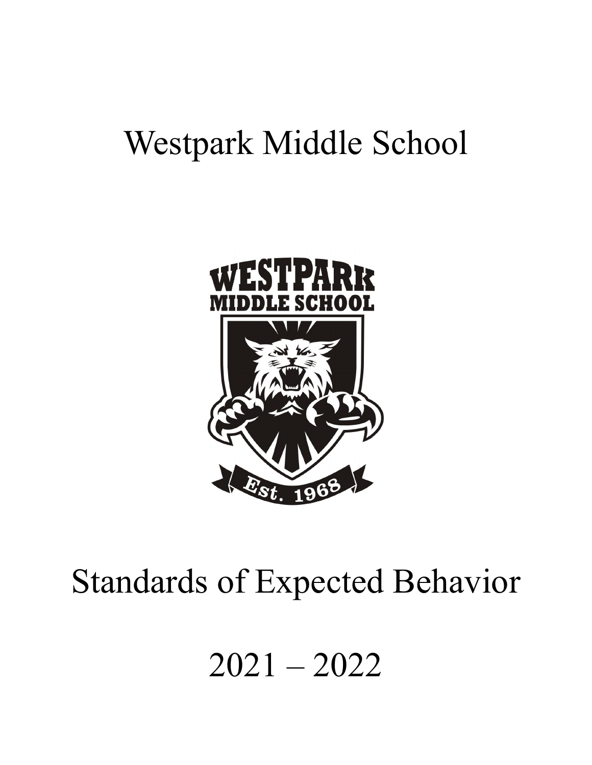# Westpark Middle School

# Standards of Expected Behavior

# 2021 – 2022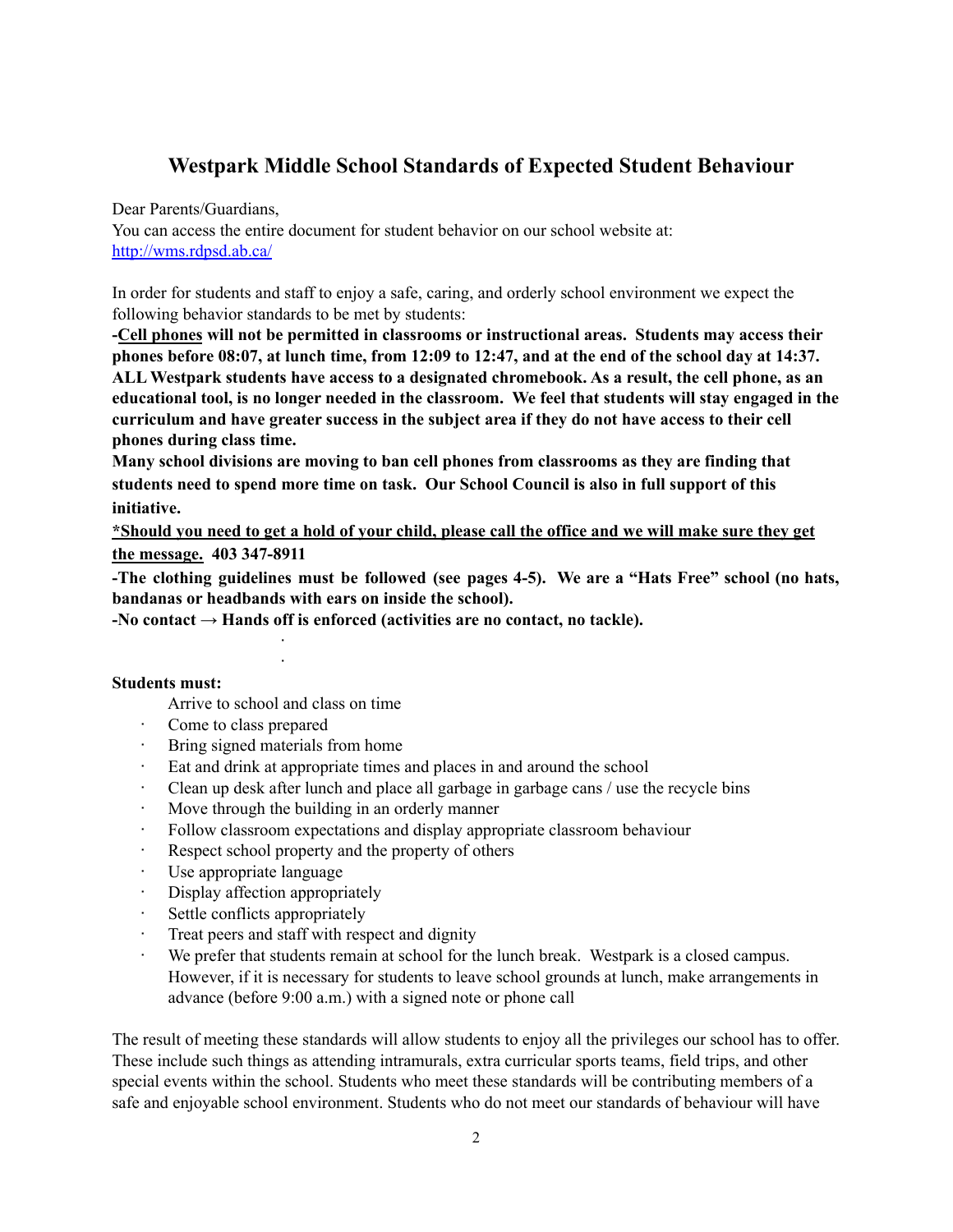# Westpark Middle School Standards of Expected Student Behaviour

Dear Parents/Guardians,
You can access the entire document for student behavior on our school website at:
http://wms.rdpsd.ab.ca/

In order for students and staff to enjoy a safe, caring, and orderly school environment we expect the following behavior standards to be met by students:

**-<u>Cell phones</u> will not be permitted in classrooms or instructional areas. Students may access their phones before 08:07, at lunch time, from 12:09 to 12:47, and at the end of the school day at 14:37. ALL Westpark students have access to a designated chromebook. As a result, the cell phone, as an educational tool, is no longer needed in the classroom. We feel that students will stay engaged in the curriculum and have greater success in the subject area if they do not have access to their cell phones during class time.**

**Many school divisions are moving to ban cell phones from classrooms as they are finding that students need to spend more time on task. Our School Council is also in full support of this initiative.**

**<u>*Should you need to get a hold of your child, please call the office and we will make sure they get the message.</u> 403 347-8911**

**-The clothing guidelines must be followed (see pages 4-5). We are a "Hats Free" school (no hats, bandanas or headbands with ears on inside the school).**

**-No contact → Hands off is enforced (activities are no contact, no tackle).**

**Students must:**

- Arrive to school and class on time
- Come to class prepared
- Bring signed materials from home
- Eat and drink at appropriate times and places in and around the school
- Clean up desk after lunch and place all garbage in garbage cans / use the recycle bins
- Move through the building in an orderly manner
- Follow classroom expectations and display appropriate classroom behaviour
- Respect school property and the property of others
- Use appropriate language
- Display affection appropriately
- Settle conflicts appropriately
- Treat peers and staff with respect and dignity
- We prefer that students remain at school for the lunch break. Westpark is a closed campus. However, if it is necessary for students to leave school grounds at lunch, make arrangements in advance (before 9:00 a.m.) with a signed note or phone call

The result of meeting these standards will allow students to enjoy all the privileges our school has to offer. These include such things as attending intramurals, extra curricular sports teams, field trips, and other special events within the school. Students who meet these standards will be contributing members of a safe and enjoyable school environment. Students who do not meet our standards of behaviour will have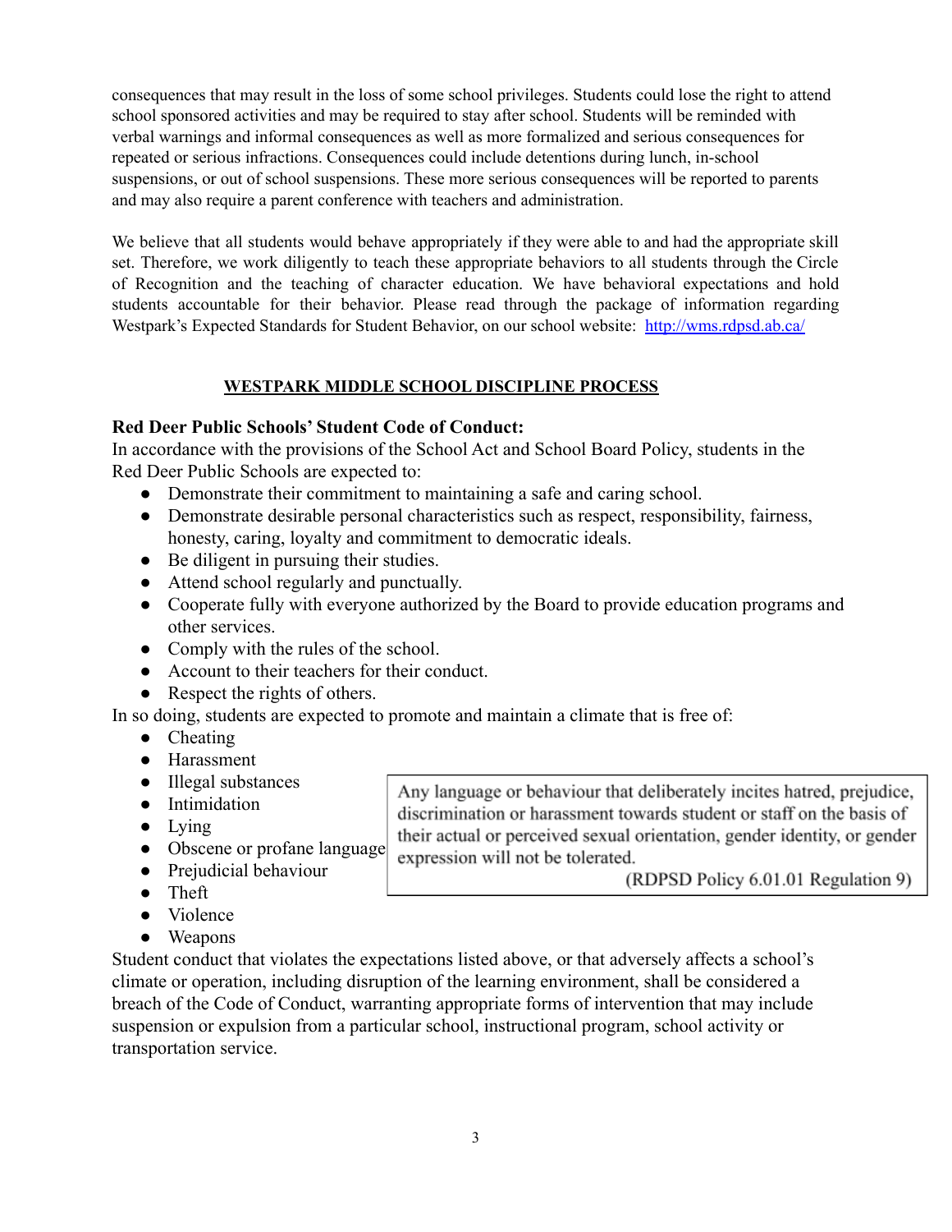consequences that may result in the loss of some school privileges. Students could lose the right to attend school sponsored activities and may be required to stay after school. Students will be reminded with verbal warnings and informal consequences as well as more formalized and serious consequences for repeated or serious infractions. Consequences could include detentions during lunch, in-school suspensions, or out of school suspensions. These more serious consequences will be reported to parents and may also require a parent conference with teachers and administration.

We believe that all students would behave appropriately if they were able to and had the appropriate skill set. Therefore, we work diligently to teach these appropriate behaviors to all students through the Circle of Recognition and the teaching of character education. We have behavioral expectations and hold students accountable for their behavior. Please read through the package of information regarding Westpark's Expected Standards for Student Behavior, on our school website: [http://wms.rdpsd.ab.ca/](http://wms.rdpsd.ab.ca/)

## WESTPARK MIDDLE SCHOOL DISCIPLINE PROCESS

**Red Deer Public Schools' Student Code of Conduct:**

In accordance with the provisions of the School Act and School Board Policy, students in the Red Deer Public Schools are expected to:

- Demonstrate their commitment to maintaining a safe and caring school.
- Demonstrate desirable personal characteristics such as respect, responsibility, fairness, honesty, caring, loyalty and commitment to democratic ideals.
- Be diligent in pursuing their studies.
- Attend school regularly and punctually.
- Cooperate fully with everyone authorized by the Board to provide education programs and other services.
- Comply with the rules of the school.
- Account to their teachers for their conduct.
- Respect the rights of others.

In so doing, students are expected to promote and maintain a climate that is free of:

- Cheating
- Harassment
- Illegal substances
- Intimidation
- Lying
- Obscene or profane language
- Prejudicial behaviour
- Theft
- Violence
- Weapons

> Any language or behaviour that deliberately incites hatred, prejudice, discrimination or harassment towards student or staff on the basis of their actual or perceived sexual orientation, gender identity, or gender expression will not be tolerated.
>
> (RDPSD Policy 6.01.01 Regulation 9)

Student conduct that violates the expectations listed above, or that adversely affects a school's climate or operation, including disruption of the learning environment, shall be considered a breach of the Code of Conduct, warranting appropriate forms of intervention that may include suspension or expulsion from a particular school, instructional program, school activity or transportation service.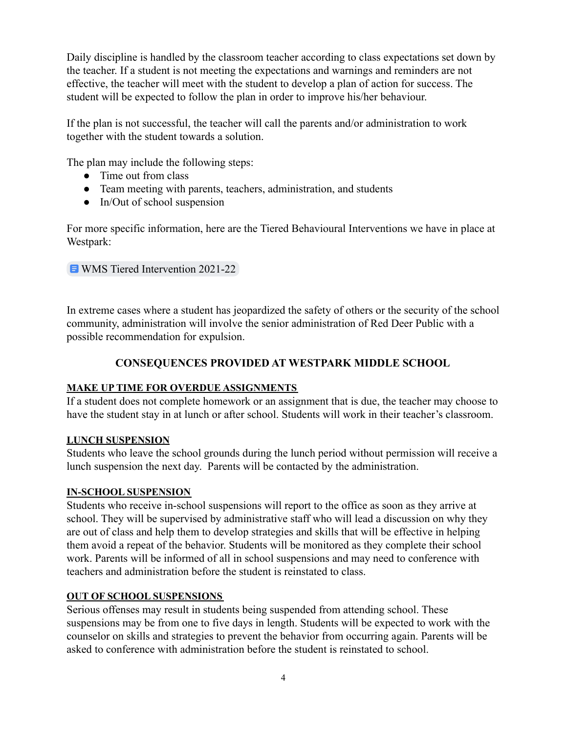Daily discipline is handled by the classroom teacher according to class expectations set down by the teacher. If a student is not meeting the expectations and warnings and reminders are not effective, the teacher will meet with the student to develop a plan of action for success. The student will be expected to follow the plan in order to improve his/her behaviour.

If the plan is not successful, the teacher will call the parents and/or administration to work together with the student towards a solution.

The plan may include the following steps:

- Time out from class
- Team meeting with parents, teachers, administration, and students
- In/Out of school suspension

For more specific information, here are the Tiered Behavioural Interventions we have in place at Westpark:

WMS Tiered Intervention 2021-22

In extreme cases where a student has jeopardized the safety of others or the security of the school community, administration will involve the senior administration of Red Deer Public with a possible recommendation for expulsion.

## CONSEQUENCES PROVIDED AT WESTPARK MIDDLE SCHOOL

### MAKE UP TIME FOR OVERDUE ASSIGNMENTS

If a student does not complete homework or an assignment that is due, the teacher may choose to have the student stay in at lunch or after school. Students will work in their teacher's classroom.

### LUNCH SUSPENSION

Students who leave the school grounds during the lunch period without permission will receive a lunch suspension the next day. Parents will be contacted by the administration.

### IN-SCHOOL SUSPENSION

Students who receive in-school suspensions will report to the office as soon as they arrive at school. They will be supervised by administrative staff who will lead a discussion on why they are out of class and help them to develop strategies and skills that will be effective in helping them avoid a repeat of the behavior. Students will be monitored as they complete their school work. Parents will be informed of all in school suspensions and may need to conference with teachers and administration before the student is reinstated to class.

### OUT OF SCHOOL SUSPENSIONS

Serious offenses may result in students being suspended from attending school. These suspensions may be from one to five days in length. Students will be expected to work with the counselor on skills and strategies to prevent the behavior from occurring again. Parents will be asked to conference with administration before the student is reinstated to school.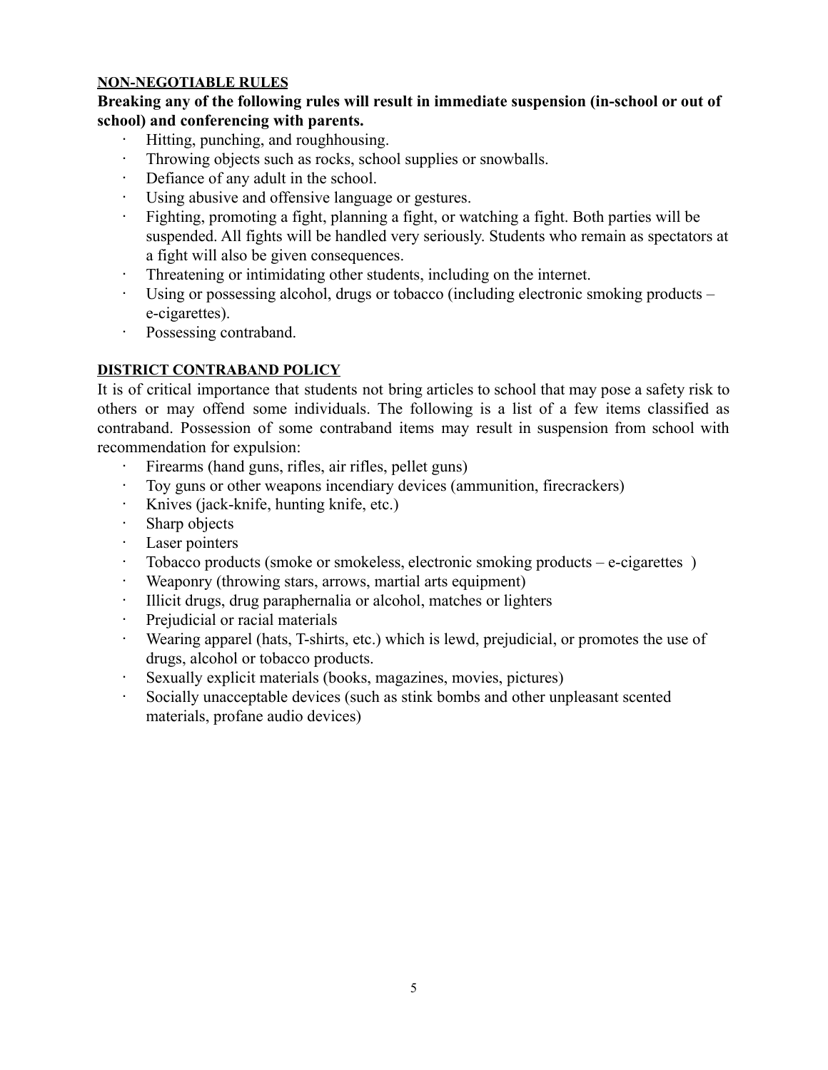**NON-NEGOTIABLE RULES**

**Breaking any of the following rules will result in immediate suspension (in-school or out of school) and conferencing with parents.**

- Hitting, punching, and roughhousing.
- Throwing objects such as rocks, school supplies or snowballs.
- Defiance of any adult in the school.
- Using abusive and offensive language or gestures.
- Fighting, promoting a fight, planning a fight, or watching a fight. Both parties will be suspended. All fights will be handled very seriously. Students who remain as spectators at a fight will also be given consequences.
- Threatening or intimidating other students, including on the internet.
- Using or possessing alcohol, drugs or tobacco (including electronic smoking products – e-cigarettes).
- Possessing contraband.

**DISTRICT CONTRABAND POLICY**

It is of critical importance that students not bring articles to school that may pose a safety risk to others or may offend some individuals. The following is a list of a few items classified as contraband. Possession of some contraband items may result in suspension from school with recommendation for expulsion:

- Firearms (hand guns, rifles, air rifles, pellet guns)
- Toy guns or other weapons incendiary devices (ammunition, firecrackers)
- Knives (jack-knife, hunting knife, etc.)
- Sharp objects
- Laser pointers
- Tobacco products (smoke or smokeless, electronic smoking products – e-cigarettes )
- Weaponry (throwing stars, arrows, martial arts equipment)
- Illicit drugs, drug paraphernalia or alcohol, matches or lighters
- Prejudicial or racial materials
- Wearing apparel (hats, T-shirts, etc.) which is lewd, prejudicial, or promotes the use of drugs, alcohol or tobacco products.
- Sexually explicit materials (books, magazines, movies, pictures)
- Socially unacceptable devices (such as stink bombs and other unpleasant scented materials, profane audio devices)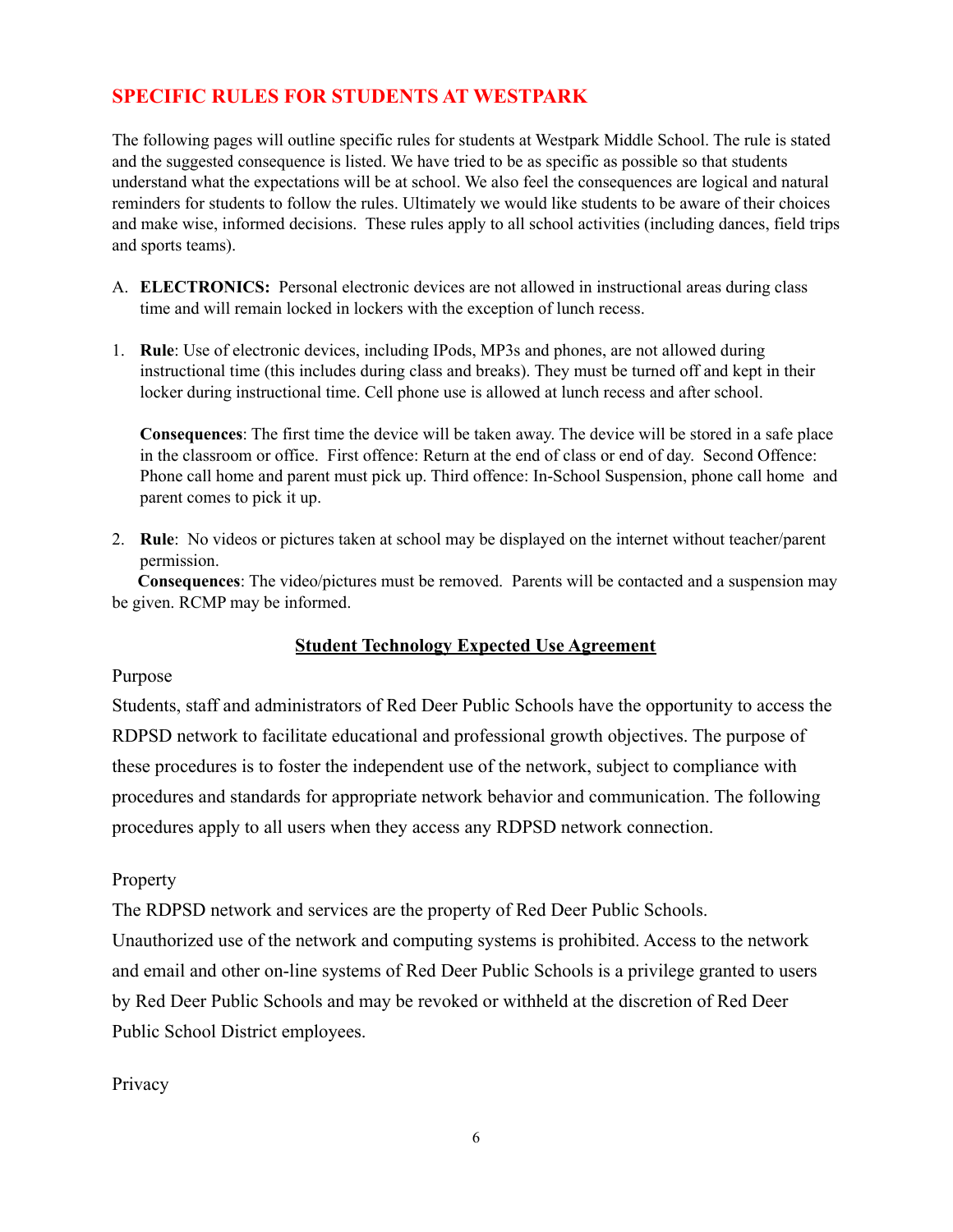## SPECIFIC RULES FOR STUDENTS AT WESTPARK

The following pages will outline specific rules for students at Westpark Middle School. The rule is stated and the suggested consequence is listed. We have tried to be as specific as possible so that students understand what the expectations will be at school. We also feel the consequences are logical and natural reminders for students to follow the rules. Ultimately we would like students to be aware of their choices and make wise, informed decisions. These rules apply to all school activities (including dances, field trips and sports teams).

A. **ELECTRONICS:** Personal electronic devices are not allowed in instructional areas during class time and will remain locked in lockers with the exception of lunch recess.

1. **Rule**: Use of electronic devices, including IPods, MP3s and phones, are not allowed during instructional time (this includes during class and breaks). They must be turned off and kept in their locker during instructional time. Cell phone use is allowed at lunch recess and after school.

   **Consequences**: The first time the device will be taken away. The device will be stored in a safe place in the classroom or office. First offence: Return at the end of class or end of day. Second Offence: Phone call home and parent must pick up. Third offence: In-School Suspension, phone call home and parent comes to pick it up.

2. **Rule**: No videos or pictures taken at school may be displayed on the internet without teacher/parent permission.

   **Consequences**: The video/pictures must be removed. Parents will be contacted and a suspension may be given. RCMP may be informed.

### Student Technology Expected Use Agreement

Purpose

Students, staff and administrators of Red Deer Public Schools have the opportunity to access the RDPSD network to facilitate educational and professional growth objectives. The purpose of these procedures is to foster the independent use of the network, subject to compliance with procedures and standards for appropriate network behavior and communication. The following procedures apply to all users when they access any RDPSD network connection.

Property

The RDPSD network and services are the property of Red Deer Public Schools. Unauthorized use of the network and computing systems is prohibited. Access to the network and email and other on-line systems of Red Deer Public Schools is a privilege granted to users by Red Deer Public Schools and may be revoked or withheld at the discretion of Red Deer Public School District employees.

Privacy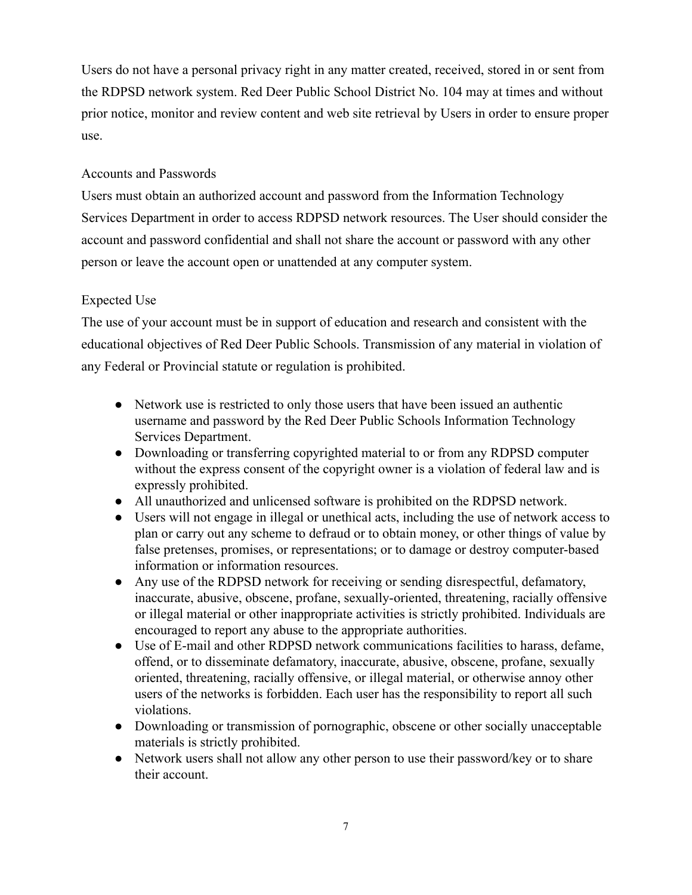Users do not have a personal privacy right in any matter created, received, stored in or sent from the RDPSD network system. Red Deer Public School District No. 104 may at times and without prior notice, monitor and review content and web site retrieval by Users in order to ensure proper use.

### Accounts and Passwords

Users must obtain an authorized account and password from the Information Technology Services Department in order to access RDPSD network resources. The User should consider the account and password confidential and shall not share the account or password with any other person or leave the account open or unattended at any computer system.

### Expected Use

The use of your account must be in support of education and research and consistent with the educational objectives of Red Deer Public Schools. Transmission of any material in violation of any Federal or Provincial statute or regulation is prohibited.

- Network use is restricted to only those users that have been issued an authentic username and password by the Red Deer Public Schools Information Technology Services Department.
- Downloading or transferring copyrighted material to or from any RDPSD computer without the express consent of the copyright owner is a violation of federal law and is expressly prohibited.
- All unauthorized and unlicensed software is prohibited on the RDPSD network.
- Users will not engage in illegal or unethical acts, including the use of network access to plan or carry out any scheme to defraud or to obtain money, or other things of value by false pretenses, promises, or representations; or to damage or destroy computer-based information or information resources.
- Any use of the RDPSD network for receiving or sending disrespectful, defamatory, inaccurate, abusive, obscene, profane, sexually-oriented, threatening, racially offensive or illegal material or other inappropriate activities is strictly prohibited. Individuals are encouraged to report any abuse to the appropriate authorities.
- Use of E-mail and other RDPSD network communications facilities to harass, defame, offend, or to disseminate defamatory, inaccurate, abusive, obscene, profane, sexually oriented, threatening, racially offensive, or illegal material, or otherwise annoy other users of the networks is forbidden. Each user has the responsibility to report all such violations.
- Downloading or transmission of pornographic, obscene or other socially unacceptable materials is strictly prohibited.
- Network users shall not allow any other person to use their password/key or to share their account.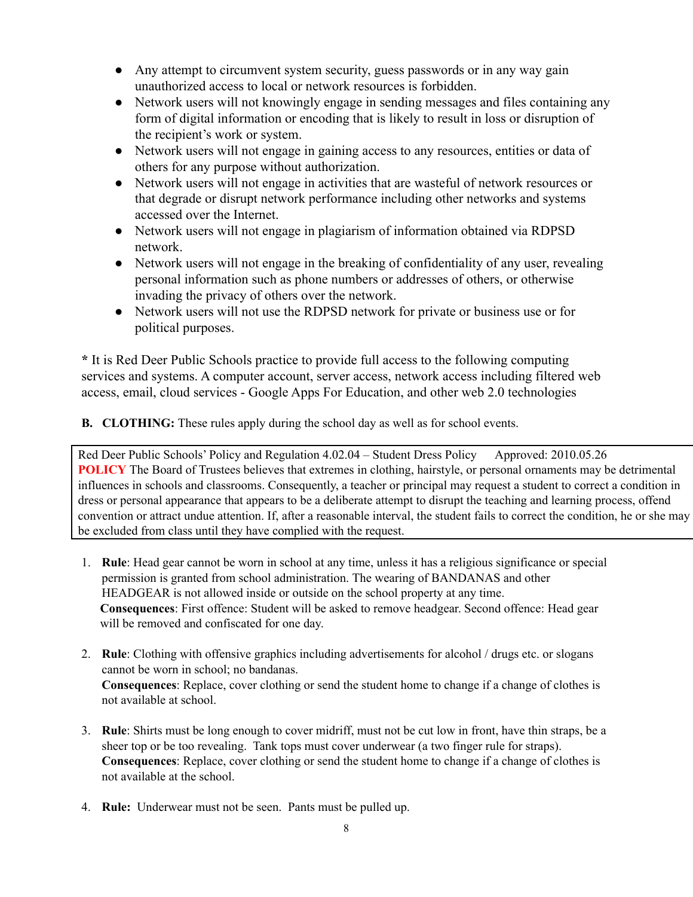- Any attempt to circumvent system security, guess passwords or in any way gain unauthorized access to local or network resources is forbidden.
- Network users will not knowingly engage in sending messages and files containing any form of digital information or encoding that is likely to result in loss or disruption of the recipient's work or system.
- Network users will not engage in gaining access to any resources, entities or data of others for any purpose without authorization.
- Network users will not engage in activities that are wasteful of network resources or that degrade or disrupt network performance including other networks and systems accessed over the Internet.
- Network users will not engage in plagiarism of information obtained via RDPSD network.
- Network users will not engage in the breaking of confidentiality of any user, revealing personal information such as phone numbers or addresses of others, or otherwise invading the privacy of others over the network.
- Network users will not use the RDPSD network for private or business use or for political purposes.

**\*** It is Red Deer Public Schools practice to provide full access to the following computing services and systems. A computer account, server access, network access including filtered web access, email, cloud services - Google Apps For Education, and other web 2.0 technologies

**B. CLOTHING:** These rules apply during the school day as well as for school events.

> Red Deer Public Schools' Policy and Regulation 4.02.04 – Student Dress Policy Approved: 2010.05.26
> **POLICY** The Board of Trustees believes that extremes in clothing, hairstyle, or personal ornaments may be detrimental influences in schools and classrooms. Consequently, a teacher or principal may request a student to correct a condition in dress or personal appearance that appears to be a deliberate attempt to disrupt the teaching and learning process, offend convention or attract undue attention. If, after a reasonable interval, the student fails to correct the condition, he or she may be excluded from class until they have complied with the request.

1. **Rule**: Head gear cannot be worn in school at any time, unless it has a religious significance or special permission is granted from school administration. The wearing of BANDANAS and other HEADGEAR is not allowed inside or outside on the school property at any time.
   **Consequences**: First offence: Student will be asked to remove headgear. Second offence: Head gear will be removed and confiscated for one day.

2. **Rule**: Clothing with offensive graphics including advertisements for alcohol / drugs etc. or slogans cannot be worn in school; no bandanas.
   **Consequences**: Replace, cover clothing or send the student home to change if a change of clothes is not available at school.

3. **Rule**: Shirts must be long enough to cover midriff, must not be cut low in front, have thin straps, be a sheer top or be too revealing. Tank tops must cover underwear (a two finger rule for straps).
   **Consequences**: Replace, cover clothing or send the student home to change if a change of clothes is not available at the school.

4. **Rule:** Underwear must not be seen. Pants must be pulled up.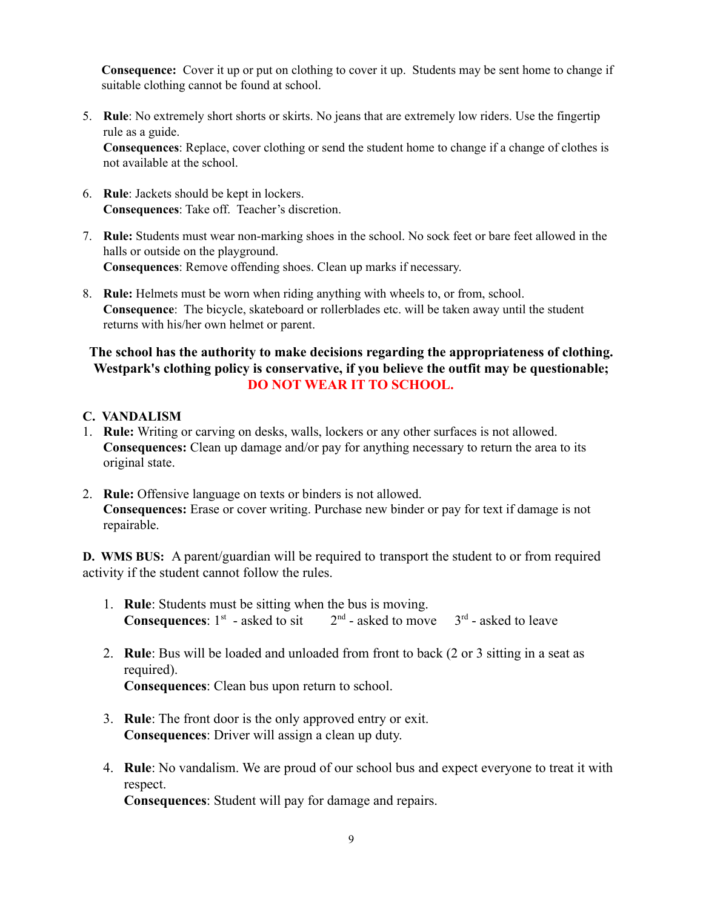**Consequence:** Cover it up or put on clothing to cover it up. Students may be sent home to change if suitable clothing cannot be found at school.

5. **Rule**: No extremely short shorts or skirts. No jeans that are extremely low riders. Use the fingertip rule as a guide.
   **Consequences**: Replace, cover clothing or send the student home to change if a change of clothes is not available at the school.

6. **Rule**: Jackets should be kept in lockers.
   **Consequences**: Take off. Teacher's discretion.

7. **Rule:** Students must wear non-marking shoes in the school. No sock feet or bare feet allowed in the halls or outside on the playground.
   **Consequences**: Remove offending shoes. Clean up marks if necessary.

8. **Rule:** Helmets must be worn when riding anything with wheels to, or from, school.
   **Consequence**: The bicycle, skateboard or rollerblades etc. will be taken away until the student returns with his/her own helmet or parent.

**The school has the authority to make decisions regarding the appropriateness of clothing. Westpark's clothing policy is conservative, if you believe the outfit may be questionable; DO NOT WEAR IT TO SCHOOL.**

### C. VANDALISM

1. **Rule:** Writing or carving on desks, walls, lockers or any other surfaces is not allowed.
   **Consequences:** Clean up damage and/or pay for anything necessary to return the area to its original state.

2. **Rule:** Offensive language on texts or binders is not allowed.
   **Consequences:** Erase or cover writing. Purchase new binder or pay for text if damage is not repairable.

**D. WMS BUS:** A parent/guardian will be required to transport the student to or from required activity if the student cannot follow the rules.

1. **Rule**: Students must be sitting when the bus is moving.
   **Consequences**: 1st - asked to sit 2nd - asked to move 3rd - asked to leave

2. **Rule**: Bus will be loaded and unloaded from front to back (2 or 3 sitting in a seat as required).
   **Consequences**: Clean bus upon return to school.

3. **Rule**: The front door is the only approved entry or exit.
   **Consequences**: Driver will assign a clean up duty.

4. **Rule**: No vandalism. We are proud of our school bus and expect everyone to treat it with respect.
   **Consequences**: Student will pay for damage and repairs.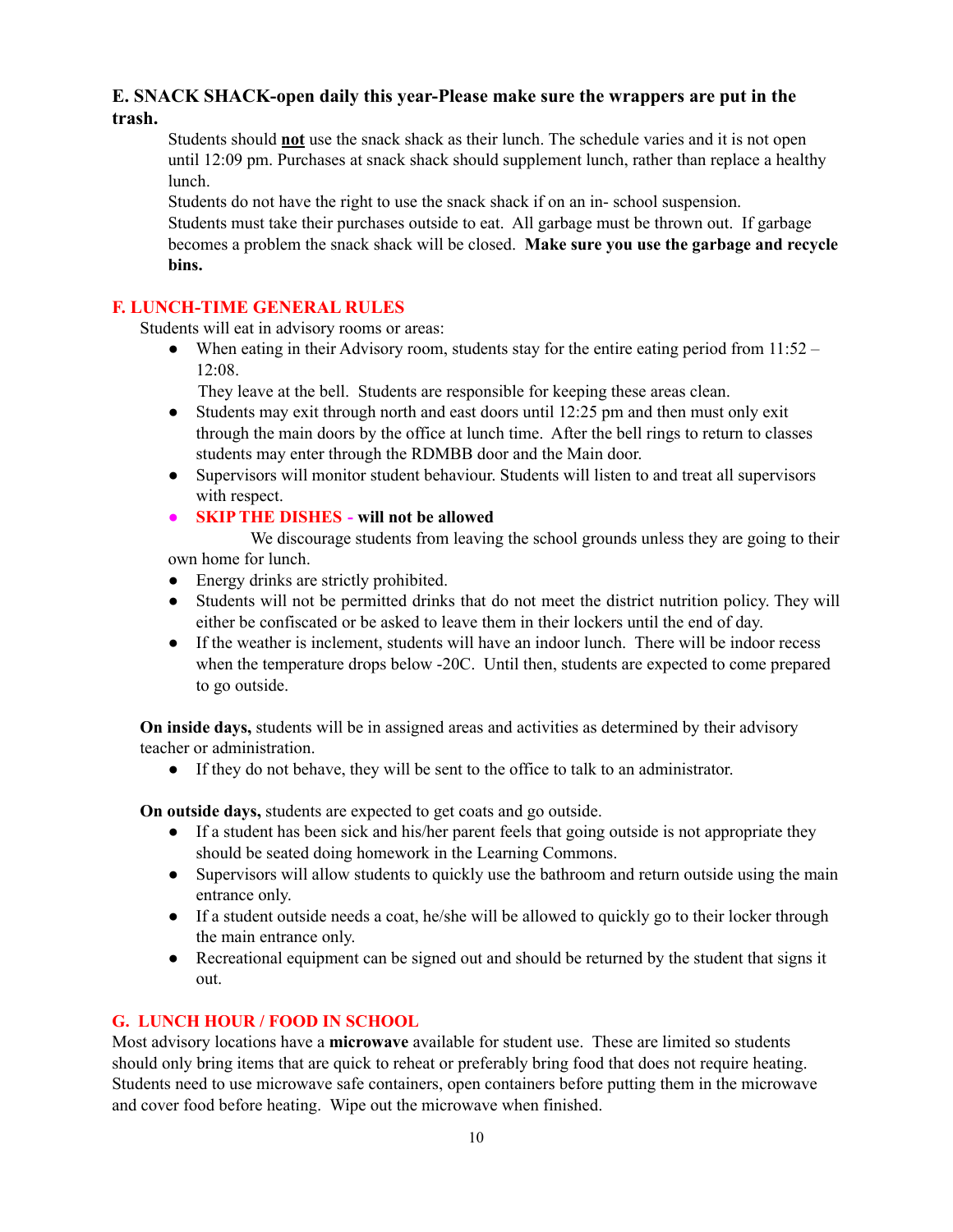### E. SNACK SHACK-open daily this year-Please make sure the wrappers are put in the trash.

Students should **not** use the snack shack as their lunch. The schedule varies and it is not open until 12:09 pm. Purchases at snack shack should supplement lunch, rather than replace a healthy lunch.

Students do not have the right to use the snack shack if on an in- school suspension.

Students must take their purchases outside to eat. All garbage must be thrown out. If garbage becomes a problem the snack shack will be closed. **Make sure you use the garbage and recycle bins.**

### F. LUNCH-TIME GENERAL RULES

Students will eat in advisory rooms or areas:

- When eating in their Advisory room, students stay for the entire eating period from 11:52 – 12:08.
  They leave at the bell. Students are responsible for keeping these areas clean.
- Students may exit through north and east doors until 12:25 pm and then must only exit through the main doors by the office at lunch time. After the bell rings to return to classes students may enter through the RDMBB door and the Main door.
- Supervisors will monitor student behaviour. Students will listen to and treat all supervisors with respect.
- **SKIP THE DISHES - will not be allowed**

  We discourage students from leaving the school grounds unless they are going to their own home for lunch.
- Energy drinks are strictly prohibited.
- Students will not be permitted drinks that do not meet the district nutrition policy. They will either be confiscated or be asked to leave them in their lockers until the end of day.
- If the weather is inclement, students will have an indoor lunch. There will be indoor recess when the temperature drops below -20C. Until then, students are expected to come prepared to go outside.

**On inside days,** students will be in assigned areas and activities as determined by their advisory teacher or administration.

- If they do not behave, they will be sent to the office to talk to an administrator.

**On outside days,** students are expected to get coats and go outside.

- If a student has been sick and his/her parent feels that going outside is not appropriate they should be seated doing homework in the Learning Commons.
- Supervisors will allow students to quickly use the bathroom and return outside using the main entrance only.
- If a student outside needs a coat, he/she will be allowed to quickly go to their locker through the main entrance only.
- Recreational equipment can be signed out and should be returned by the student that signs it out.

### G. LUNCH HOUR / FOOD IN SCHOOL

Most advisory locations have a **microwave** available for student use. These are limited so students should only bring items that are quick to reheat or preferably bring food that does not require heating. Students need to use microwave safe containers, open containers before putting them in the microwave and cover food before heating. Wipe out the microwave when finished.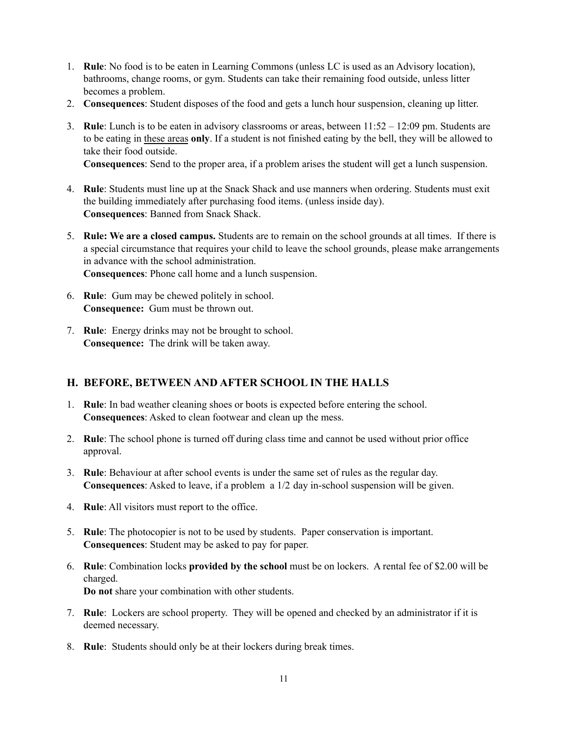1. **Rule**: No food is to be eaten in Learning Commons (unless LC is used as an Advisory location), bathrooms, change rooms, or gym. Students can take their remaining food outside, unless litter becomes a problem.
2. **Consequences**: Student disposes of the food and gets a lunch hour suspension, cleaning up litter.
3. **Rule**: Lunch is to be eaten in advisory classrooms or areas, between 11:52 – 12:09 pm. Students are to be eating in <u>these areas</u> **only**. If a student is not finished eating by the bell, they will be allowed to take their food outside.
   **Consequences**: Send to the proper area, if a problem arises the student will get a lunch suspension.
4. **Rule**: Students must line up at the Snack Shack and use manners when ordering. Students must exit the building immediately after purchasing food items. (unless inside day).
   **Consequences**: Banned from Snack Shack.
5. **Rule: We are a closed campus.** Students are to remain on the school grounds at all times. If there is a special circumstance that requires your child to leave the school grounds, please make arrangements in advance with the school administration.
   **Consequences**: Phone call home and a lunch suspension.
6. **Rule**: Gum may be chewed politely in school.
   **Consequence:** Gum must be thrown out.
7. **Rule**: Energy drinks may not be brought to school.
   **Consequence:** The drink will be taken away.

## H. BEFORE, BETWEEN AND AFTER SCHOOL IN THE HALLS

1. **Rule**: In bad weather cleaning shoes or boots is expected before entering the school.
   **Consequences**: Asked to clean footwear and clean up the mess.
2. **Rule**: The school phone is turned off during class time and cannot be used without prior office approval.
3. **Rule**: Behaviour at after school events is under the same set of rules as the regular day.
   **Consequences**: Asked to leave, if a problem a 1/2 day in-school suspension will be given.
4. **Rule**: All visitors must report to the office.
5. **Rule**: The photocopier is not to be used by students. Paper conservation is important.
   **Consequences**: Student may be asked to pay for paper.
6. **Rule**: Combination locks **provided by the school** must be on lockers. A rental fee of $2.00 will be charged.
   **Do not** share your combination with other students.
7. **Rule**: Lockers are school property. They will be opened and checked by an administrator if it is deemed necessary.
8. **Rule**: Students should only be at their lockers during break times.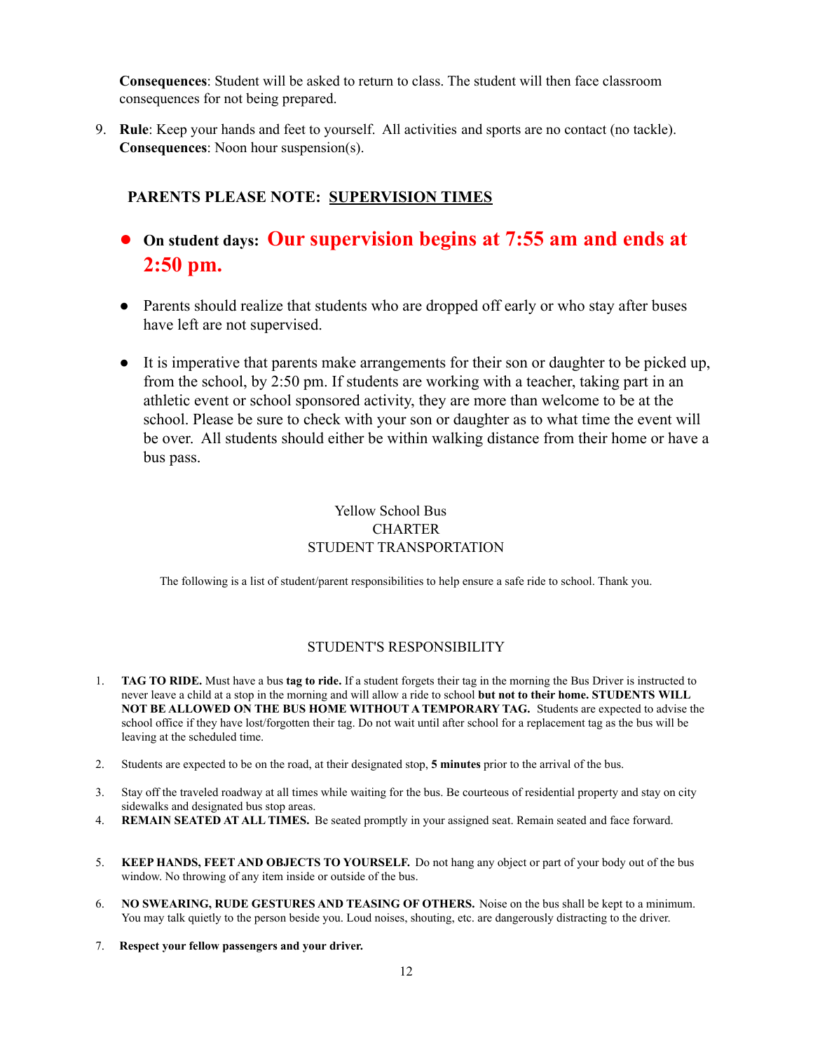**Consequences**: Student will be asked to return to class. The student will then face classroom consequences for not being prepared.

9. **Rule**: Keep your hands and feet to yourself. All activities and sports are no contact (no tackle). **Consequences**: Noon hour suspension(s).

## PARENTS PLEASE NOTE: <u>SUPERVISION TIMES</u>

- **On student days: Our supervision begins at 7:55 am and ends at 2:50 pm.**
- Parents should realize that students who are dropped off early or who stay after buses have left are not supervised.
- It is imperative that parents make arrangements for their son or daughter to be picked up, from the school, by 2:50 pm. If students are working with a teacher, taking part in an athletic event or school sponsored activity, they are more than welcome to be at the school. Please be sure to check with your son or daughter as to what time the event will be over. All students should either be within walking distance from their home or have a bus pass.

## Yellow School Bus CHARTER STUDENT TRANSPORTATION

The following is a list of student/parent responsibilities to help ensure a safe ride to school. Thank you.

### STUDENT'S RESPONSIBILITY

1. **TAG TO RIDE.** Must have a bus **tag to ride.** If a student forgets their tag in the morning the Bus Driver is instructed to never leave a child at a stop in the morning and will allow a ride to school **but not to their home. STUDENTS WILL NOT BE ALLOWED ON THE BUS HOME WITHOUT A TEMPORARY TAG.** Students are expected to advise the school office if they have lost/forgotten their tag. Do not wait until after school for a replacement tag as the bus will be leaving at the scheduled time.
2. Students are expected to be on the road, at their designated stop, **5 minutes** prior to the arrival of the bus.
3. Stay off the traveled roadway at all times while waiting for the bus. Be courteous of residential property and stay on city sidewalks and designated bus stop areas.
4. **REMAIN SEATED AT ALL TIMES.** Be seated promptly in your assigned seat. Remain seated and face forward.
5. **KEEP HANDS, FEET AND OBJECTS TO YOURSELF.** Do not hang any object or part of your body out of the bus window. No throwing of any item inside or outside of the bus.
6. **NO SWEARING, RUDE GESTURES AND TEASING OF OTHERS.** Noise on the bus shall be kept to a minimum. You may talk quietly to the person beside you. Loud noises, shouting, etc. are dangerously distracting to the driver.
7. **Respect your fellow passengers and your driver.**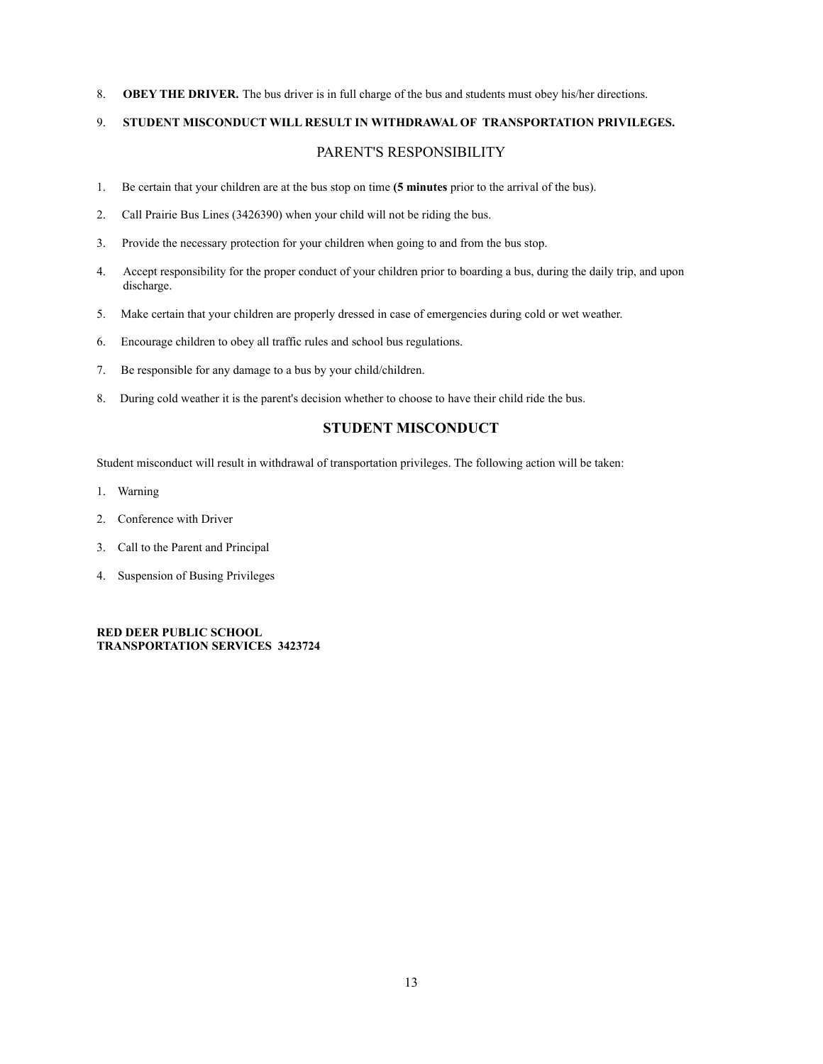8. **OBEY THE DRIVER.** The bus driver is in full charge of the bus and students must obey his/her directions.

9. **STUDENT MISCONDUCT WILL RESULT IN WITHDRAWAL OF TRANSPORTATION PRIVILEGES.**

## PARENT'S RESPONSIBILITY

1. Be certain that your children are at the bus stop on time **(5 minutes** prior to the arrival of the bus).
2. Call Prairie Bus Lines (3426390) when your child will not be riding the bus.
3. Provide the necessary protection for your children when going to and from the bus stop.
4. Accept responsibility for the proper conduct of your children prior to boarding a bus, during the daily trip, and upon discharge.
5. Make certain that your children are properly dressed in case of emergencies during cold or wet weather.
6. Encourage children to obey all traffic rules and school bus regulations.
7. Be responsible for any damage to a bus by your child/children.
8. During cold weather it is the parent's decision whether to choose to have their child ride the bus.

## STUDENT MISCONDUCT

Student misconduct will result in withdrawal of transportation privileges. The following action will be taken:

1. Warning
2. Conference with Driver
3. Call to the Parent and Principal
4. Suspension of Busing Privileges

**RED DEER PUBLIC SCHOOL**
**TRANSPORTATION SERVICES 3423724**